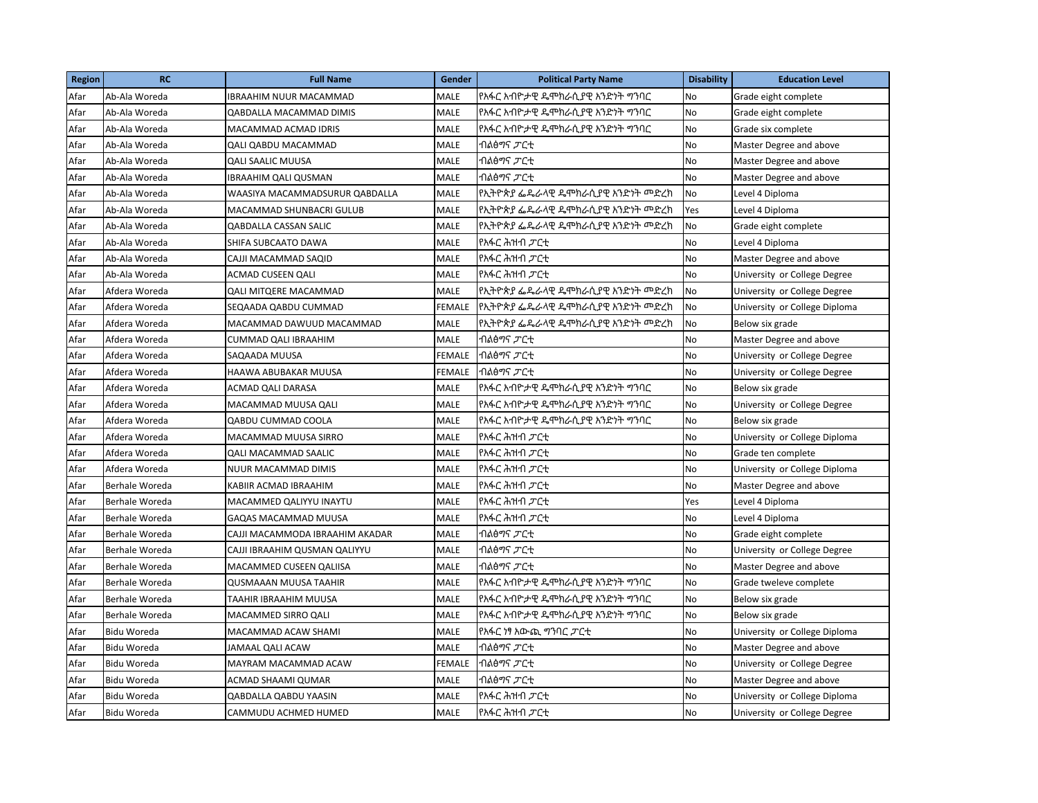| Region | RC | Full Name | Gender | Political Party Name | Disability | Education Level |
|---|---|---|---|---|---|---|
| Afar | Ab-Ala Woreda | IBRAHIM NUUR MACAMMAD | MALE | የአፋር አብዮታዊ ዴሞክራሲያዊ አንድነት ግንባር | No | Grade eight complete |
| Afar | Ab-Ala Woreda | QABDALLA MACAMMAD DIMIS | MALE | የአፋር አብዮታዊ ዴሞክራሲያዊ አንድነት ግንባር | No | Grade eight complete |
| Afar | Ab-Ala Woreda | MACAMMAD ACMAD IDRIS | MALE | የአፋር አብዮታዊ ዴሞክራሲያዊ አንድነት ግንባር | No | Grade six complete |
| Afar | Ab-Ala Woreda | QALI QABDU MACAMMAD | MALE | ብልፅግና ፓርቲ | No | Master Degree and above |
| Afar | Ab-Ala Woreda | QALI SAALIC MUUSA | MALE | ብልፅግና ፓርቲ | No | Master Degree and above |
| Afar | Ab-Ala Woreda | IBRAAHIM QALI QUSMAN | MALE | ብልፅግና ፓርቲ | No | Master Degree and above |
| Afar | Ab-Ala Woreda | WAASIYA MACAMMADSURUR QABDALLA | MALE | የኢትዮጵያ ፌዴራላዊ ዴሞክራሲያዊ አንድነት መድረክ | No | Level 4 Diploma |
| Afar | Ab-Ala Woreda | MACAMMAD SHUNBACRI GULUB | MALE | የኢትዮጵያ ፌዴራላዊ ዴሞክራሲያዊ አንድነት መድረክ | Yes | Level 4 Diploma |
| Afar | Ab-Ala Woreda | QABDALLA CASSAN SALIC | MALE | የኢትዮጵያ ፌዴራላዊ ዴሞክራሲያዊ አንድነት መድረክ | No | Grade eight complete |
| Afar | Ab-Ala Woreda | SHIFA SUBCAATO DAWA | MALE | የአፋር ሕዝብ ፓርቲ | No | Level 4 Diploma |
| Afar | Ab-Ala Woreda | CAJJI MACAMMAD SAQID | MALE | የአፋር ሕዝብ ፓርቲ | No | Master Degree and above |
| Afar | Ab-Ala Woreda | ACMAD CUSEEN QALI | MALE | የአፋር ሕዝብ ፓርቲ | No | University or College Degree |
| Afar | Afdera Woreda | QALI MITQERE MACAMMAD | MALE | የኢትዮጵያ ፌዴራላዊ ዴሞክራሲያዊ አንድነት መድረክ | No | University or College Degree |
| Afar | Afdera Woreda | SEQAADA QABDU CUMMAD | FEMALE | የኢትዮጵያ ፌዴራላዊ ዴሞክራሲያዊ አንድነት መድረክ | No | University or College Diploma |
| Afar | Afdera Woreda | MACAMMAD DAWUUD MACAMMAD | MALE | የኢትዮጵያ ፌዴራላዊ ዴሞክራሲያዊ አንድነት መድረክ | No | Below six grade |
| Afar | Afdera Woreda | CUMMAD QALI IBRAAHIM | MALE | ብልፅግና ፓርቲ | No | Master Degree and above |
| Afar | Afdera Woreda | SAQAADA MUUSA | FEMALE | ብልፅግና ፓርቲ | No | University or College Degree |
| Afar | Afdera Woreda | HAAWA ABUBAKAR MUUSA | FEMALE | ብልፅግና ፓርቲ | No | University or College Degree |
| Afar | Afdera Woreda | ACMAD QALI DARASA | MALE | የአፋር አብዮታዊ ዴሞክራሲያዊ አንድነት ግንባር | No | Below six grade |
| Afar | Afdera Woreda | MACAMMAD MUUSA QALI | MALE | የአፋር አብዮታዊ ዴሞክራሲያዊ አንድነት ግንባር | No | University or College Degree |
| Afar | Afdera Woreda | QABDU CUMMAD COOLA | MALE | የአፋር አብዮታዊ ዴሞክራሲያዊ አንድነት ግንባር | No | Below six grade |
| Afar | Afdera Woreda | MACAMMAD MUUSA SIRRO | MALE | የአፋር ሕዝብ ፓርቲ | No | University or College Diploma |
| Afar | Afdera Woreda | QALI MACAMMAD SAALIC | MALE | የአፋር ሕዝብ ፓርቲ | No | Grade ten complete |
| Afar | Afdera Woreda | NUUR MACAMMAD DIMIS | MALE | የአፋር ሕዝብ ፓርቲ | No | University or College Diploma |
| Afar | Berhale Woreda | KABIIR ACMAD IBRAAHIM | MALE | የአፋር ሕዝብ ፓርቲ | No | Master Degree and above |
| Afar | Berhale Woreda | MACAMMED QALIYYU INAYTU | MALE | የአፋር ሕዝብ ፓርቲ | Yes | Level 4 Diploma |
| Afar | Berhale Woreda | GAQAS MACAMMAD MUUSA | MALE | የአፋር ሕዝብ ፓርቲ | No | Level 4 Diploma |
| Afar | Berhale Woreda | CAJJI MACAMMODA IBRAAHIM AKADAR | MALE | ብልፅግና ፓርቲ | No | Grade eight complete |
| Afar | Berhale Woreda | CAJJI IBRAAHIM QUSMAN QALIYYU | MALE | ብልፅግና ፓርቲ | No | University or College Degree |
| Afar | Berhale Woreda | MACAMMED CUSEEN QALIISA | MALE | ብልፅግና ፓርቲ | No | Master Degree and above |
| Afar | Berhale Woreda | QUSMAAAN MUUSA TAAHIR | MALE | የአፋር አብዮታዊ ዴሞክራሲያዊ አንድነት ግንባር | No | Grade tweleve complete |
| Afar | Berhale Woreda | TAAHIR IBRAAHIM MUUSA | MALE | የአፋር አብዮታዊ ዴሞክራሲያዊ አንድነት ግንባር | No | Below six grade |
| Afar | Berhale Woreda | MACAMMED SIRRO QALI | MALE | የአፋር አብዮታዊ ዴሞክራሲያዊ አንድነት ግንባር | No | Below six grade |
| Afar | Bidu Woreda | MACAMMAD ACAW SHAMI | MALE | የአፋር ነፃ አውጪ ግንባር ፓርቲ | No | University or College Diploma |
| Afar | Bidu Woreda | JAMAAL QALI ACAW | MALE | ብልፅግና ፓርቲ | No | Master Degree and above |
| Afar | Bidu Woreda | MAYRAM MACAMMAD ACAW | FEMALE | ብልፅግና ፓርቲ | No | University or College Degree |
| Afar | Bidu Woreda | ACMAD SHAAMI QUMAR | MALE | ብልፅግና ፓርቲ | No | Master Degree and above |
| Afar | Bidu Woreda | QABDALLA QABDU YAASIN | MALE | የአፋር ሕዝብ ፓርቲ | No | University or College Diploma |
| Afar | Bidu Woreda | CAMMUDU ACHMED HUMED | MALE | የአፋር ሕዝብ ፓርቲ | No | University or College Degree |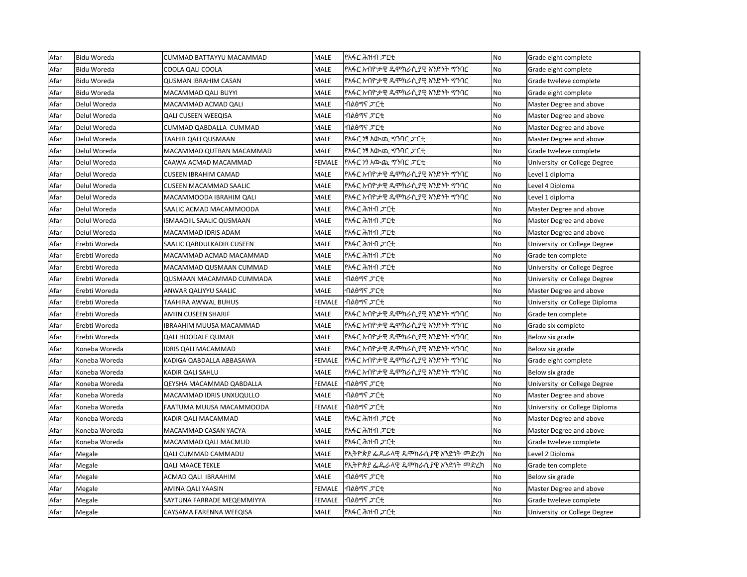| Afar | Bidu Woreda | CUMMAD BATTAYYU MACAMMAD | MALE | የአፋር ሕዝብ ፓርቲ | No | Grade eight complete |
|---|---|---|---|---|---|---|
| Afar | Bidu Woreda | COOLA QALI COOLA | MALE | የአፋር አብዮታዊ ዴሞክራሲያዊ አንድነት ግንባር | No | Grade eight complete |
| Afar | Bidu Woreda | QUSMAN IBRAHIM CASAN | MALE | የአፋር አብዮታዊ ዴሞክራሲያዊ አንድነት ግንባር | No | Grade tweleve complete |
| Afar | Bidu Woreda | MACAMMAD QALI BUYYI | MALE | የአፋር አብዮታዊ ዴሞክራሲያዊ አንድነት ግንባር | No | Grade eight complete |
| Afar | Delul Woreda | MACAMMAD ACMAD QALI | MALE | ብልፅግና ፓርቲ | No | Master Degree and above |
| Afar | Delul Woreda | QALI CUSEEN WEEQISA | MALE | ብልፅግና ፓርቲ | No | Master Degree and above |
| Afar | Delul Woreda | CUMMAD QABDALLA CUMMAD | MALE | ብልፅግና ፓርቲ | No | Master Degree and above |
| Afar | Delul Woreda | TAAHIR QALI QUSMAAN | MALE | የአፋር ነፃ አውጪ ግንባር ፓርቲ | No | Master Degree and above |
| Afar | Delul Woreda | MACAMMAD QUTBAN MACAMMAD | MALE | የአፋር ነፃ አውጪ ግንባር ፓርቲ | No | Grade tweleve complete |
| Afar | Delul Woreda | CAAWA ACMAD MACAMMAD | FEMALE | የአፋር ነፃ አውጪ ግንባር ፓርቲ | No | University or College Degree |
| Afar | Delul Woreda | CUSEEN IBRAHIM CAMAD | MALE | የአፋር አብዮታዊ ዴሞክራሲያዊ አንድነት ግንባር | No | Level 1 diploma |
| Afar | Delul Woreda | CUSEEN MACAMMAD SAALIC | MALE | የአፋር አብዮታዊ ዴሞክራሲያዊ አንድነት ግንባር | No | Level 4 Diploma |
| Afar | Delul Woreda | MACAMMOODA IBRAHIM QALI | MALE | የአፋር አብዮታዊ ዴሞክራሲያዊ አንድነት ግንባር | No | Level 1 diploma |
| Afar | Delul Woreda | SAALIC ACMAD MACAMMOODA | MALE | የአፋር ሕዝብ ፓርቲ | No | Master Degree and above |
| Afar | Delul Woreda | ISMAAQIIL SAALIC QUSMAAN | MALE | የአፋር ሕዝብ ፓርቲ | No | Master Degree and above |
| Afar | Delul Woreda | MACAMMAD IDRIS ADAM | MALE | የአፋር ሕዝብ ፓርቲ | No | Master Degree and above |
| Afar | Erebti Woreda | SAALIC QABDULKADIR CUSEEN | MALE | የአፋር ሕዝብ ፓርቲ | No | University or College Degree |
| Afar | Erebti Woreda | MACAMMAD ACMAD MACAMMAD | MALE | የአፋር ሕዝብ ፓርቲ | No | Grade ten complete |
| Afar | Erebti Woreda | MACAMMAD QUSMAAN CUMMAD | MALE | የአፋር ሕዝብ ፓርቲ | No | University or College Degree |
| Afar | Erebti Woreda | QUSMAAN MACAMMAD CUMMADA | MALE | ብልፅግና ፓርቲ | No | University or College Degree |
| Afar | Erebti Woreda | ANWAR QALIYYU SAALIC | MALE | ብልፅግና ፓርቲ | No | Master Degree and above |
| Afar | Erebti Woreda | TAAHIRA AWWAL BUHUS | FEMALE | ብልፅግና ፓርቲ | No | University or College Diploma |
| Afar | Erebti Woreda | AMIIN CUSEEN SHARIF | MALE | የአፋር አብዮታዊ ዴሞክራሲያዊ አንድነት ግንባር | No | Grade ten complete |
| Afar | Erebti Woreda | IBRAAHIM MUUSA MACAMMAD | MALE | የአፋር አብዮታዊ ዴሞክራሲያዊ አንድነት ግንባር | No | Grade six complete |
| Afar | Erebti Woreda | QALI HOODALE QUMAR | MALE | የአፋር አብዮታዊ ዴሞክራሲያዊ አንድነት ግንባር | No | Below six grade |
| Afar | Koneba Woreda | IDRIS QALI MACAMMAD | MALE | የአፋር አብዮታዊ ዴሞክራሲያዊ አንድነት ግንባር | No | Below six grade |
| Afar | Koneba Woreda | KADIGA QABDALLA ABBASAWA | FEMALE | የአፋር አብዮታዊ ዴሞክራሲያዊ አንድነት ግንባር | No | Grade eight complete |
| Afar | Koneba Woreda | KADIR QALI SAHLU | MALE | የአፋር አብዮታዊ ዴሞክራሲያዊ አንድነት ግንባር | No | Below six grade |
| Afar | Koneba Woreda | QEYSHA MACAMMAD QABDALLA | FEMALE | ብልፅግና ፓርቲ | No | University or College Degree |
| Afar | Koneba Woreda | MACAMMAD IDRIS UNXUQULLO | MALE | ብልፅግና ፓርቲ | No | Master Degree and above |
| Afar | Koneba Woreda | FAATUMA MUUSA MACAMMOODA | FEMALE | ብልፅግና ፓርቲ | No | University or College Diploma |
| Afar | Koneba Woreda | KADIR QALI MACAMMAD | MALE | የአፋር ሕዝብ ፓርቲ | No | Master Degree and above |
| Afar | Koneba Woreda | MACAMMAD CASAN YACYA | MALE | የአፋር ሕዝብ ፓርቲ | No | Master Degree and above |
| Afar | Koneba Woreda | MACAMMAD QALI MACMUD | MALE | የአፋር ሕዝብ ፓርቲ | No | Grade tweleve complete |
| Afar | Megale | QALI CUMMAD CAMMADU | MALE | የኢትዮጵያ ፌዴራላዊ ዴሞክራሲያዊ አንድነት መድረክ | No | Level 2 Diploma |
| Afar | Megale | QALI MAACE TEKLE | MALE | የኢትዮጵያ ፌዴራላዊ ዴሞክራሲያዊ አንድነት መድረክ | No | Grade ten complete |
| Afar | Megale | ACMAD QALI IBRAAHIM | MALE | ብልፅግና ፓርቲ | No | Below six grade |
| Afar | Megale | AMINA QALI YAASIN | FEMALE | ብልፅግና ፓርቲ | No | Master Degree and above |
| Afar | Megale | SAYTUNA FARRADE MEQEMMIYYA | FEMALE | ብልፅግና ፓርቲ | No | Grade tweleve complete |
| Afar | Megale | CAYSAMA FARENNA WEEQISA | MALE | የአፋር ሕዝብ ፓርቲ | No | University or College Degree |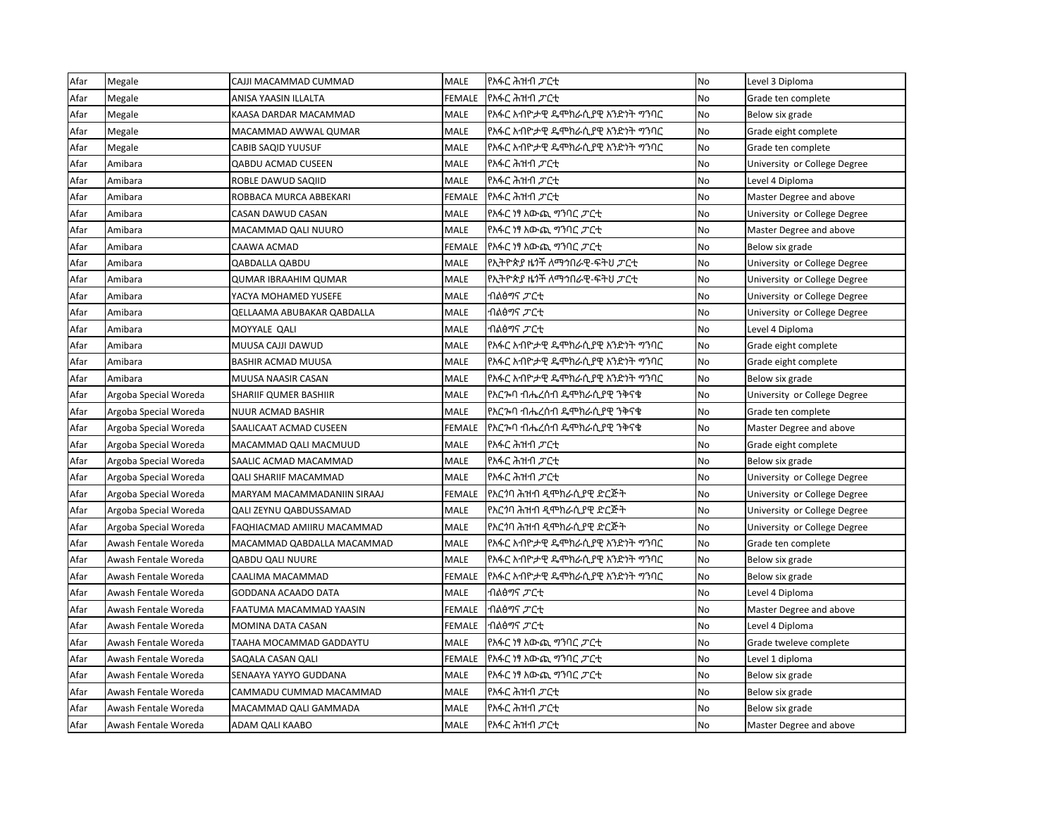| Afar | Megale | CAJJI MACAMMAD CUMMAD | MALE | የአፋር ሕዝብ ፓርቲ | No | Level 3 Diploma |
|---|---|---|---|---|---|---|
| Afar | Megale | ANISA YAASIN ILLALTA | FEMALE | የአፋር ሕዝብ ፓርቲ | No | Grade ten complete |
| Afar | Megale | KAASA DARDAR MACAMMAD | MALE | የአፋር አብዮታዊ ዴሞክራሲያዊ አንድነት ግንባር | No | Below six grade |
| Afar | Megale | MACAMMAD AWWAL QUMAR | MALE | የአፋር አብዮታዊ ዴሞክራሲያዊ አንድነት ግንባር | No | Grade eight complete |
| Afar | Megale | CABIB SAQID YUUSUF | MALE | የአፋር አብዮታዊ ዴሞክራሲያዊ አንድነት ግንባር | No | Grade ten complete |
| Afar | Amibara | QABDU ACMAD CUSEEN | MALE | የአፋር ሕዝብ ፓርቲ | No | University or College Degree |
| Afar | Amibara | ROBLE DAWUD SAQIID | MALE | የአፋር ሕዝብ ፓርቲ | No | Level 4 Diploma |
| Afar | Amibara | ROBBACA MURCA ABBEKARI | FEMALE | የአፋር ሕዝብ ፓርቲ | No | Master Degree and above |
| Afar | Amibara | CASAN DAWUD CASAN | MALE | የአፋር ነፃ አውጪ ግንባር ፓርቲ | No | University or College Degree |
| Afar | Amibara | MACAMMAD QALI NUURO | MALE | የአፋር ነፃ አውጪ ግንባር ፓርቲ | No | Master Degree and above |
| Afar | Amibara | CAAWA ACMAD | FEMALE | የአፋር ነፃ አውጪ ግንባር ፓርቲ | No | Below six grade |
| Afar | Amibara | QABDALLA QABDU | MALE | የኢትዮጵያ ዜጎች ለማኅበራዊ-ፍትህ ፓርቲ | No | University or College Degree |
| Afar | Amibara | QUMAR IBRAAHIM QUMAR | MALE | የኢትዮጵያ ዜጎች ለማኅበራዊ-ፍትህ ፓርቲ | No | University or College Degree |
| Afar | Amibara | YACYA MOHAMED YUSEFE | MALE | ብልፅግና ፓርቲ | No | University or College Degree |
| Afar | Amibara | QELLAAMA ABUBAKAR QABDALLA | MALE | ብልፅግና ፓርቲ | No | University or College Degree |
| Afar | Amibara | MOYYALE QALI | MALE | ብልፅግና ፓርቲ | No | Level 4 Diploma |
| Afar | Amibara | MUUSA CAJJI DAWUD | MALE | የአፋር አብዮታዊ ዴሞክራሲያዊ አንድነት ግንባር | No | Grade eight complete |
| Afar | Amibara | BASHIR ACMAD MUUSA | MALE | የአፋር አብዮታዊ ዴሞክራሲያዊ አንድነት ግንባር | No | Grade eight complete |
| Afar | Amibara | MUUSA NAASIR CASAN | MALE | የአፋር አብዮታዊ ዴሞክራሲያዊ አንድነት ግንባር | No | Below six grade |
| Afar | Argoba Special Woreda | SHARIIF QUMER BASHIIR | MALE | የአርጎባ ብሔረሰብ ዴሞክራሲያዊ ንቅናቄ | No | University or College Degree |
| Afar | Argoba Special Woreda | NUUR ACMAD BASHIR | MALE | የአርጎባ ብሔረሰብ ዴሞክራሲያዊ ንቅናቄ | No | Grade ten complete |
| Afar | Argoba Special Woreda | SAALICAAT ACMAD CUSEEN | FEMALE | የአርጎባ ብሔረሰብ ዴሞክራሲያዊ ንቅናቄ | No | Master Degree and above |
| Afar | Argoba Special Woreda | MACAMMAD QALI MACMUUD | MALE | የአፋር ሕዝብ ፓርቲ | No | Grade eight complete |
| Afar | Argoba Special Woreda | SAALIC ACMAD MACAMMAD | MALE | የአፋር ሕዝብ ፓርቲ | No | Below six grade |
| Afar | Argoba Special Woreda | QALI SHARIIF MACAMMAD | MALE | የአፋር ሕዝብ ፓርቲ | No | University or College Degree |
| Afar | Argoba Special Woreda | MARYAM MACAMMADANIIN SIRAAJ | FEMALE | የአርጎባ ሕዝብ ዲሞክራሲያዊ ድርጅት | No | University or College Degree |
| Afar | Argoba Special Woreda | QALI ZEYNU QABDUSSAMAD | MALE | የአርጎባ ሕዝብ ዲሞክራሲያዊ ድርጅት | No | University or College Degree |
| Afar | Argoba Special Woreda | FAQHIACMAD AMIIRU MACAMMAD | MALE | የአርጎባ ሕዝብ ዲሞክራሲያዊ ድርጅት | No | University or College Degree |
| Afar | Awash Fentale Woreda | MACAMMAD QABDALLA MACAMMAD | MALE | የአፋር አብዮታዊ ዴሞክራሲያዊ አንድነት ግንባር | No | Grade ten complete |
| Afar | Awash Fentale Woreda | QABDU QALI NUURE | MALE | የአፋር አብዮታዊ ዴሞክራሲያዊ አንድነት ግንባር | No | Below six grade |
| Afar | Awash Fentale Woreda | CAALIMA MACAMMAD | FEMALE | የአፋር አብዮታዊ ዴሞክራሲያዊ አንድነት ግንባር | No | Below six grade |
| Afar | Awash Fentale Woreda | GODDANA ACAADO DATA | MALE | ብልፅግና ፓርቲ | No | Level 4 Diploma |
| Afar | Awash Fentale Woreda | FAATUMA MACAMMAD YAASIN | FEMALE | ብልፅግና ፓርቲ | No | Master Degree and above |
| Afar | Awash Fentale Woreda | MOMINA DATA CASAN | FEMALE | ብልፅግና ፓርቲ | No | Level 4 Diploma |
| Afar | Awash Fentale Woreda | TAAHA MOCAMMAD GADDAYTU | MALE | የአፋር ነፃ አውጪ ግንባር ፓርቲ | No | Grade tweleve complete |
| Afar | Awash Fentale Woreda | SAQALA CASAN QALI | FEMALE | የአፋር ነፃ አውጪ ግንባር ፓርቲ | No | Level 1 diploma |
| Afar | Awash Fentale Woreda | SENAAYA YAYYO GUDDANA | MALE | የአፋር ነፃ አውጪ ግንባር ፓርቲ | No | Below six grade |
| Afar | Awash Fentale Woreda | CAMMADU CUMMAD MACAMMAD | MALE | የአፋር ሕዝብ ፓርቲ | No | Below six grade |
| Afar | Awash Fentale Woreda | MACAMMAD QALI GAMMADA | MALE | የአፋር ሕዝብ ፓርቲ | No | Below six grade |
| Afar | Awash Fentale Woreda | ADAM QALI KAABO | MALE | የአፋር ሕዝብ ፓርቲ | No | Master Degree and above |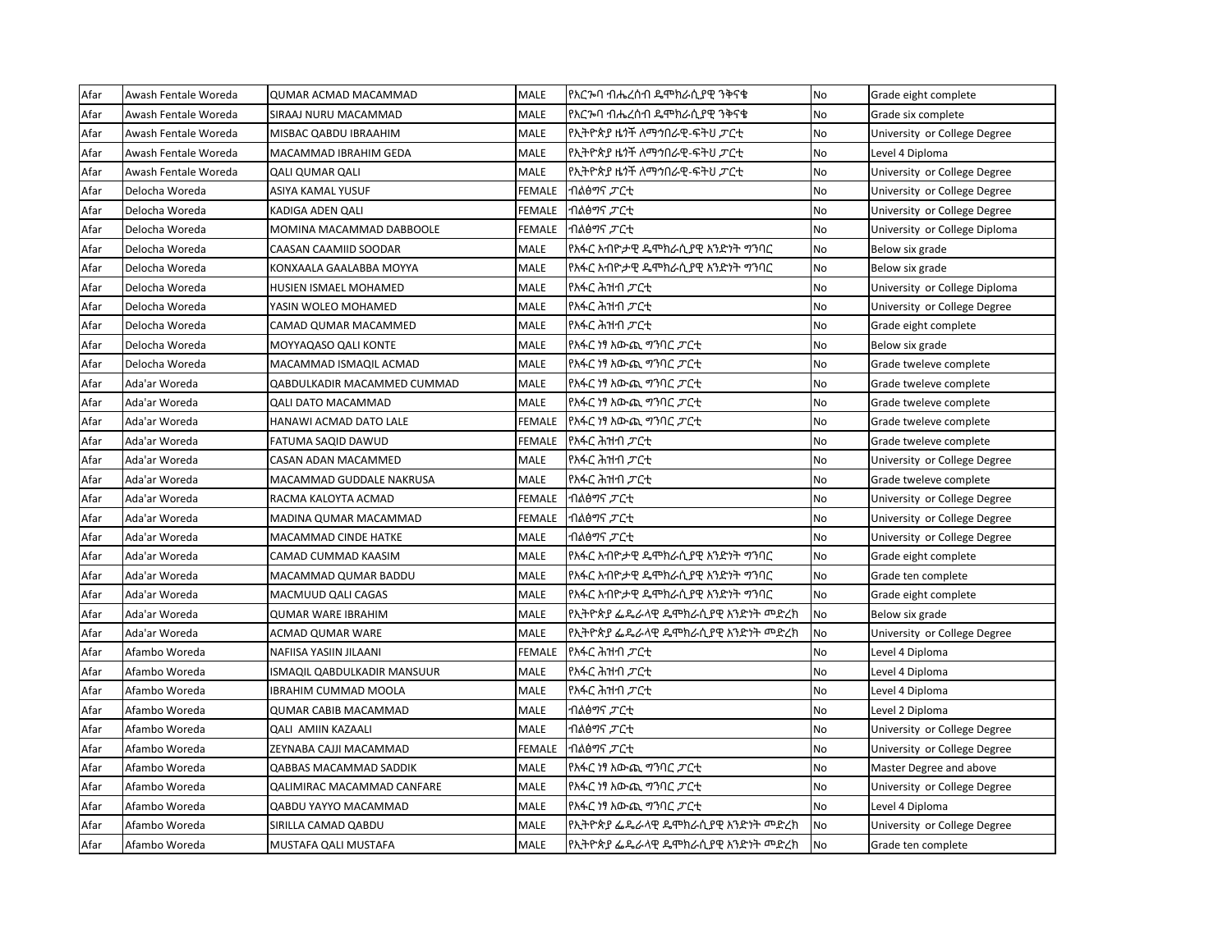| Afar | Awash Fentale Woreda | QUMAR ACMAD MACAMMAD | MALE | የአርጐባ ብሔረሰብ ዴሞክራሲያዊ ንቅናቄ | No | Grade eight complete |
|---|---|---|---|---|---|---|
| Afar | Awash Fentale Woreda | SIRAAJ NURU MACAMMAD | MALE | የአርጐባ ብሔረሰብ ዴሞክራሲያዊ ንቅናቄ | No | Grade six complete |
| Afar | Awash Fentale Woreda | MISBAC QABDU IBRAAHIM | MALE | የኢትዮጵያ ዜጎች ለማኅበራዊ-ፍትህ ፓርቲ | No | University or College Degree |
| Afar | Awash Fentale Woreda | MACAMMAD IBRAHIM GEDA | MALE | የኢትዮጵያ ዜጎች ለማኅበራዊ-ፍትህ ፓርቲ | No | Level 4 Diploma |
| Afar | Awash Fentale Woreda | QALI QUMAR QALI | MALE | የኢትዮጵያ ዜጎች ለማኅበራዊ-ፍትህ ፓርቲ | No | University or College Degree |
| Afar | Delocha Woreda | ASIYA KAMAL YUSUF | FEMALE | ብልፅግና ፓርቲ | No | University or College Degree |
| Afar | Delocha Woreda | KADIGA ADEN QALI | FEMALE | ብልፅግና ፓርቲ | No | University or College Degree |
| Afar | Delocha Woreda | MOMINA MACAMMAD DABBOOLE | FEMALE | ብልፅግና ፓርቲ | No | University or College Diploma |
| Afar | Delocha Woreda | CAASAN CAAMIID SOODAR | MALE | የአፋር አብዮታዊ ዴሞክራሲያዊ አንድነት ግንባር | No | Below six grade |
| Afar | Delocha Woreda | KONXAALA GAALABBA MOYYA | MALE | የአፋር አብዮታዊ ዴሞክራሲያዊ አንድነት ግንባር | No | Below six grade |
| Afar | Delocha Woreda | HUSIEN ISMAEL MOHAMED | MALE | የአፋር ሕዝብ ፓርቲ | No | University or College Diploma |
| Afar | Delocha Woreda | YASIN WOLEO MOHAMED | MALE | የአፋር ሕዝብ ፓርቲ | No | University or College Degree |
| Afar | Delocha Woreda | CAMAD QUMAR MACAMMED | MALE | የአፋር ሕዝብ ፓርቲ | No | Grade eight complete |
| Afar | Delocha Woreda | MOYYAQASO QALI KONTE | MALE | የአፋር ነፃ አውጪ ግንባር ፓርቲ | No | Below six grade |
| Afar | Delocha Woreda | MACAMMAD ISMAQIL ACMAD | MALE | የአፋር ነፃ አውጪ ግንባር ፓርቲ | No | Grade tweleve complete |
| Afar | Ada'ar Woreda | QABDULKADIR MACAMMED CUMMAD | MALE | የአፋር ነፃ አውጪ ግንባር ፓርቲ | No | Grade tweleve complete |
| Afar | Ada'ar Woreda | QALI DATO MACAMMAD | MALE | የአፋር ነፃ አውጪ ግንባር ፓርቲ | No | Grade tweleve complete |
| Afar | Ada'ar Woreda | HANAWI ACMAD DATO LALE | FEMALE | የአፋር ነፃ አውጪ ግንባር ፓርቲ | No | Grade tweleve complete |
| Afar | Ada'ar Woreda | FATUMA SAQID DAWUD | FEMALE | የአፋር ሕዝብ ፓርቲ | No | Grade tweleve complete |
| Afar | Ada'ar Woreda | CASAN ADAN MACAMMED | MALE | የአፋር ሕዝብ ፓርቲ | No | University or College Degree |
| Afar | Ada'ar Woreda | MACAMMAD GUDDALE NAKRUSA | MALE | የአፋር ሕዝብ ፓርቲ | No | Grade tweleve complete |
| Afar | Ada'ar Woreda | RACMA KALOYTA ACMAD | FEMALE | ብልፅግና ፓርቲ | No | University or College Degree |
| Afar | Ada'ar Woreda | MADINA QUMAR MACAMMAD | FEMALE | ብልፅግና ፓርቲ | No | University or College Degree |
| Afar | Ada'ar Woreda | MACAMMAD CINDE HATKE | MALE | ብልፅግና ፓርቲ | No | University or College Degree |
| Afar | Ada'ar Woreda | CAMAD CUMMAD KAASIM | MALE | የአፋር አብዮታዊ ዴሞክራሲያዊ አንድነት ግንባር | No | Grade eight complete |
| Afar | Ada'ar Woreda | MACAMMAD QUMAR BADDU | MALE | የአፋር አብዮታዊ ዴሞክራሲያዊ አንድነት ግንባር | No | Grade ten complete |
| Afar | Ada'ar Woreda | MACMUUD QALI CAGAS | MALE | የአፋር አብዮታዊ ዴሞክራሲያዊ አንድነት ግንባር | No | Grade eight complete |
| Afar | Ada'ar Woreda | QUMAR WARE IBRAHIM | MALE | የኢትዮጵያ ፌዴራላዊ ዴሞክራሲያዊ አንድነት መድረክ | No | Below six grade |
| Afar | Ada'ar Woreda | ACMAD QUMAR WARE | MALE | የኢትዮጵያ ፌዴራላዊ ዴሞክራሲያዊ አንድነት መድረክ | No | University or College Degree |
| Afar | Afambo Woreda | NAFIISA YASIIN JILAANI | FEMALE | የአፋር ሕዝብ ፓርቲ | No | Level 4 Diploma |
| Afar | Afambo Woreda | ISMAQIL QABDULKADIR MANSUUR | MALE | የአፋር ሕዝብ ፓርቲ | No | Level 4 Diploma |
| Afar | Afambo Woreda | IBRAHIM CUMMAD MOOLA | MALE | የአፋር ሕዝብ ፓርቲ | No | Level 4 Diploma |
| Afar | Afambo Woreda | QUMAR CABIB MACAMMAD | MALE | ብልፅግና ፓርቲ | No | Level 2 Diploma |
| Afar | Afambo Woreda | QALI AMIIN KAZAALI | MALE | ብልፅግና ፓርቲ | No | University or College Degree |
| Afar | Afambo Woreda | ZEYNABA CAJJI MACAMMAD | FEMALE | ብልፅግና ፓርቲ | No | University or College Degree |
| Afar | Afambo Woreda | QABBAS MACAMMAD SADDIK | MALE | የአፋር ነፃ አውጪ ግንባር ፓርቲ | No | Master Degree and above |
| Afar | Afambo Woreda | QALIMIRAC MACAMMAD CANFARE | MALE | የአፋር ነፃ አውጪ ግንባር ፓርቲ | No | University or College Degree |
| Afar | Afambo Woreda | QABDU YAYYO MACAMMAD | MALE | የአፋር ነፃ አውጪ ግንባር ፓርቲ | No | Level 4 Diploma |
| Afar | Afambo Woreda | SIRILLA CAMAD QABDU | MALE | የኢትዮጵያ ፌዴራላዊ ዴሞክራሲያዊ አንድነት መድረክ | No | University or College Degree |
| Afar | Afambo Woreda | MUSTAFA QALI MUSTAFA | MALE | የኢትዮጵያ ፌዴራላዊ ዴሞክራሲያዊ አንድነት መድረክ | No | Grade ten complete |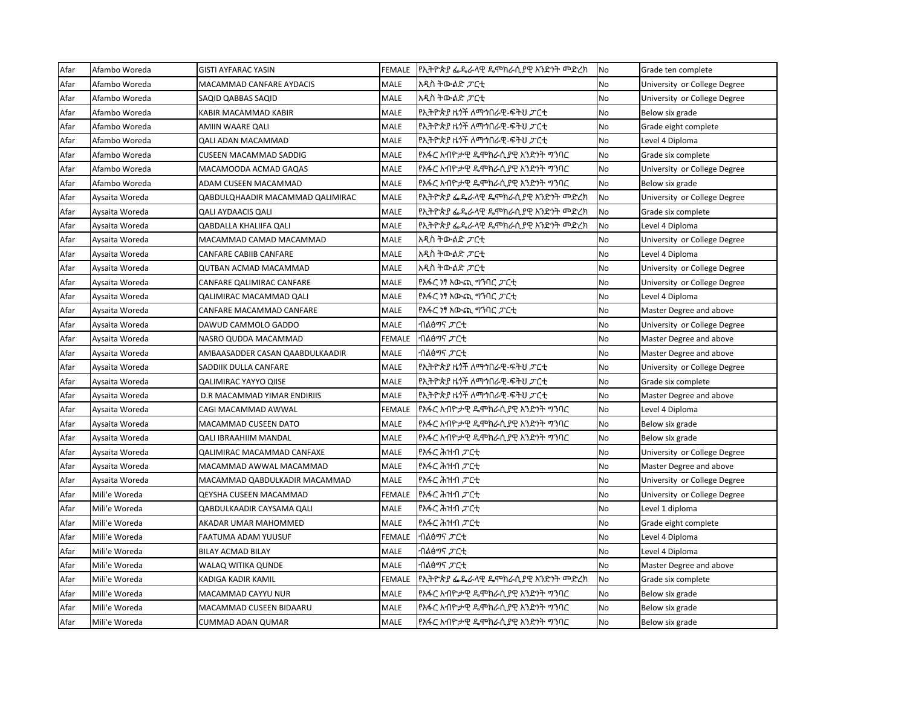| Afar | Afambo Woreda | GISTI AYFARAC YASIN | FEMALE | የኢትዮጵያ ፌዴራላዊ ዴሞክራሲያዊ አንድነት መድረክ | No | Grade ten complete |
|---|---|---|---|---|---|---|
| Afar | Afambo Woreda | MACAMMAD CANFARE AYDACIS | MALE | አዲስ ትውልድ ፓርቲ | No | University or College Degree |
| Afar | Afambo Woreda | SAQID QABBAS SAQID | MALE | አዲስ ትውልድ ፓርቲ | No | University or College Degree |
| Afar | Afambo Woreda | KABIR MACAMMAD KABIR | MALE | የኢትዮጵያ ዜጎች ለማኅበራዊ-ፍትህ ፓርቲ | No | Below six grade |
| Afar | Afambo Woreda | AMIIN WAARE QALI | MALE | የኢትዮጵያ ዜጎች ለማኅበራዊ-ፍትህ ፓርቲ | No | Grade eight complete |
| Afar | Afambo Woreda | QALI ADAN MACAMMAD | MALE | የኢትዮጵያ ዜጎች ለማኅበራዊ-ፍትህ ፓርቲ | No | Level 4 Diploma |
| Afar | Afambo Woreda | CUSEEN MACAMMAD SADDIG | MALE | የአፋር አብዮታዊ ዴሞክራሲያዊ አንድነት ግንባር | No | Grade six complete |
| Afar | Afambo Woreda | MACAMOODA ACMAD GAQAS | MALE | የአፋር አብዮታዊ ዴሞክራሲያዊ አንድነት ግንባር | No | University or College Degree |
| Afar | Afambo Woreda | ADAM CUSEEN MACAMMAD | MALE | የአፋር አብዮታዊ ዴሞክራሲያዊ አንድነት ግንባር | No | Below six grade |
| Afar | Aysaita Woreda | QABDULQHAADIR MACAMMAD QALIMIRAC | MALE | የኢትዮጵያ ፌዴራላዊ ዴሞክራሲያዊ አንድነት መድረክ | No | University or College Degree |
| Afar | Aysaita Woreda | QALI AYDAACIS QALI | MALE | የኢትዮጵያ ፌዴራላዊ ዴሞክራሲያዊ አንድነት መድረክ | No | Grade six complete |
| Afar | Aysaita Woreda | QABDALLA KHALIIFA QALI | MALE | የኢትዮጵያ ፌዴራላዊ ዴሞክራሲያዊ አንድነት መድረክ | No | Level 4 Diploma |
| Afar | Aysaita Woreda | MACAMMAD CAMAD MACAMMAD | MALE | አዲስ ትውልድ ፓርቲ | No | University or College Degree |
| Afar | Aysaita Woreda | CANFARE CABIIB CANFARE | MALE | አዲስ ትውልድ ፓርቲ | No | Level 4 Diploma |
| Afar | Aysaita Woreda | QUTBAN ACMAD MACAMMAD | MALE | አዲስ ትውልድ ፓርቲ | No | University or College Degree |
| Afar | Aysaita Woreda | CANFARE QALIMIRAC CANFARE | MALE | የአፋር ነፃ አውጪ ግንባር ፓርቲ | No | University or College Degree |
| Afar | Aysaita Woreda | QALIMIRAC MACAMMAD QALI | MALE | የአፋር ነፃ አውጪ ግንባር ፓርቲ | No | Level 4 Diploma |
| Afar | Aysaita Woreda | CANFARE MACAMMAD CANFARE | MALE | የአፋር ነፃ አውጪ ግንባር ፓርቲ | No | Master Degree and above |
| Afar | Aysaita Woreda | DAWUD CAMMOLO GADDO | MALE | ብልፅግና ፓርቲ | No | University or College Degree |
| Afar | Aysaita Woreda | NASRO QUDDA MACAMMAD | FEMALE | ብልፅግና ፓርቲ | No | Master Degree and above |
| Afar | Aysaita Woreda | AMBAASADDER CASAN QAABDULKAADIR | MALE | ብልፅግና ፓርቲ | No | Master Degree and above |
| Afar | Aysaita Woreda | SADDIIK DULLA CANFARE | MALE | የኢትዮጵያ ዜጎች ለማኅበራዊ-ፍትህ ፓርቲ | No | University or College Degree |
| Afar | Aysaita Woreda | QALIMIRAC YAYYO QIISE | MALE | የኢትዮጵያ ዜጎች ለማኅበራዊ-ፍትህ ፓርቲ | No | Grade six complete |
| Afar | Aysaita Woreda | D.R MACAMMAD YIMAR ENDIRIIS | MALE | የኢትዮጵያ ዜጎች ለማኅበራዊ-ፍትህ ፓርቲ | No | Master Degree and above |
| Afar | Aysaita Woreda | CAGI MACAMMAD AWWAL | FEMALE | የአፋር አብዮታዊ ዴሞክራሲያዊ አንድነት ግንባር | No | Level 4 Diploma |
| Afar | Aysaita Woreda | MACAMMAD CUSEEN DATO | MALE | የአፋር አብዮታዊ ዴሞክራሲያዊ አንድነት ግንባር | No | Below six grade |
| Afar | Aysaita Woreda | QALI IBRAAHIIM MANDAL | MALE | የአፋር አብዮታዊ ዴሞክራሲያዊ አንድነት ግንባር | No | Below six grade |
| Afar | Aysaita Woreda | QALIMIRAC MACAMMAD CANFAXE | MALE | የአፋር ሕዝብ ፓርቲ | No | University or College Degree |
| Afar | Aysaita Woreda | MACAMMAD AWWAL MACAMMAD | MALE | የአፋር ሕዝብ ፓርቲ | No | Master Degree and above |
| Afar | Aysaita Woreda | MACAMMAD QABDULKADIR MACAMMAD | MALE | የአፋር ሕዝብ ፓርቲ | No | University or College Degree |
| Afar | Mili'e Woreda | QEYSHA CUSEEN MACAMMAD | FEMALE | የአፋር ሕዝብ ፓርቲ | No | University or College Degree |
| Afar | Mili'e Woreda | QABDULKAADIR CAYSAMA QALI | MALE | የአፋር ሕዝብ ፓርቲ | No | Level 1 diploma |
| Afar | Mili'e Woreda | AKADAR UMAR MAHOMMED | MALE | የአፋር ሕዝብ ፓርቲ | No | Grade eight complete |
| Afar | Mili'e Woreda | FAATUMA ADAM YUUSUF | FEMALE | ብልፅግና ፓርቲ | No | Level 4 Diploma |
| Afar | Mili'e Woreda | BILAY ACMAD BILAY | MALE | ብልፅግና ፓርቲ | No | Level 4 Diploma |
| Afar | Mili'e Woreda | WALAQ WITIKA QUNDE | MALE | ብልፅግና ፓርቲ | No | Master Degree and above |
| Afar | Mili'e Woreda | KADIGA KADIR KAMIL | FEMALE | የኢትዮጵያ ፌዴራላዊ ዴሞክራሲያዊ አንድነት መድረክ | No | Grade six complete |
| Afar | Mili'e Woreda | MACAMMAD CAYYU NUR | MALE | የአፋር አብዮታዊ ዴሞክራሲያዊ አንድነት ግንባር | No | Below six grade |
| Afar | Mili'e Woreda | MACAMMAD CUSEEN BIDAARU | MALE | የአፋር አብዮታዊ ዴሞክራሲያዊ አንድነት ግንባር | No | Below six grade |
| Afar | Mili'e Woreda | CUMMAD ADAN QUMAR | MALE | የአፋር አብዮታዊ ዴሞክራሲያዊ አንድነት ግንባር | No | Below six grade |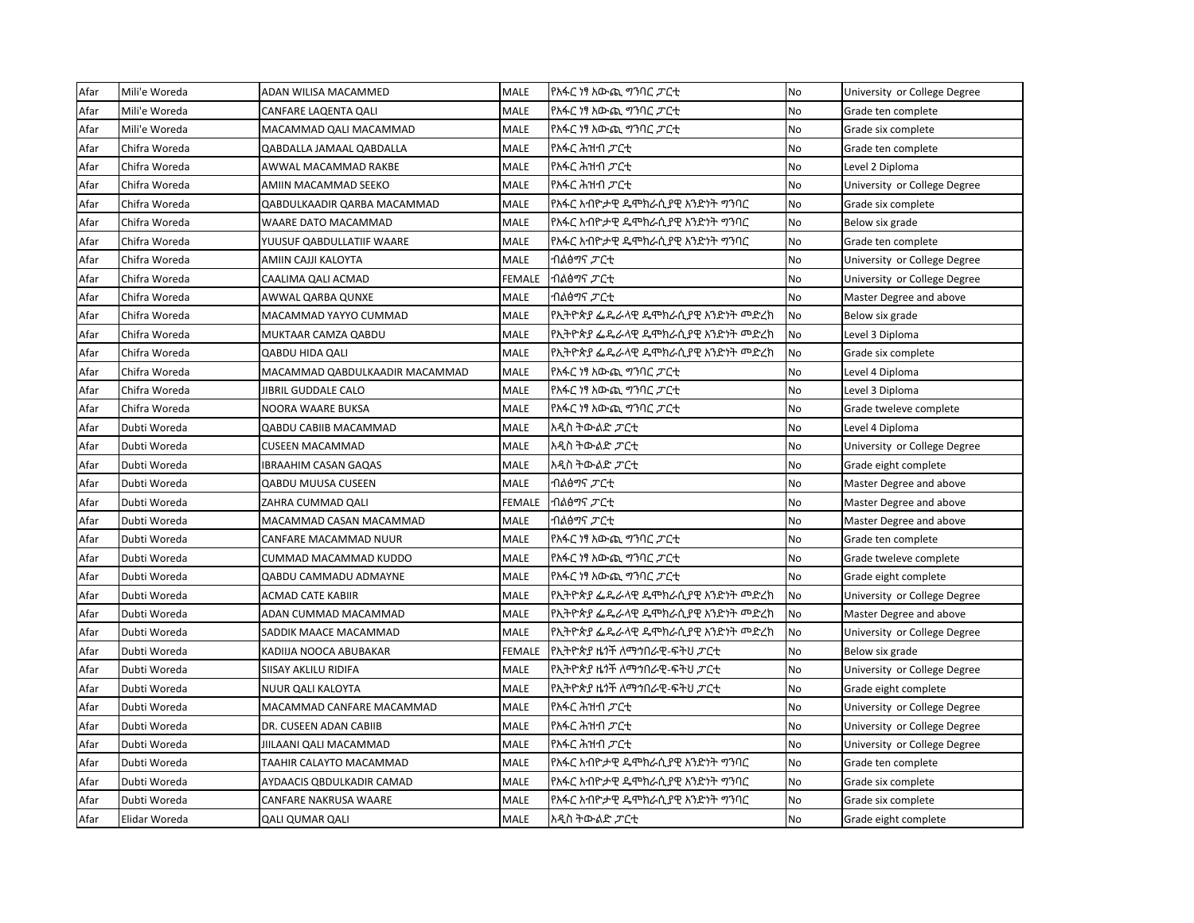| Afar | Mili'e Woreda | ADAN WILISA MACAMMED | MALE | የአፋር ነፃ አውጪ ግንባር ፓርቲ | No | University or College Degree |
|---|---|---|---|---|---|---|
| Afar | Mili'e Woreda | CANFARE LAQENTA QALI | MALE | የአፋር ነፃ አውጪ ግንባር ፓርቲ | No | Grade ten complete |
| Afar | Mili'e Woreda | MACAMMAD QALI MACAMMAD | MALE | የአፋር ነፃ አውጪ ግንባር ፓርቲ | No | Grade six complete |
| Afar | Chifra Woreda | QABDALLA JAMAAL QABDALLA | MALE | የአፋር ሕዝብ ፓርቲ | No | Grade ten complete |
| Afar | Chifra Woreda | AWWAL MACAMMAD RAKBE | MALE | የአፋር ሕዝብ ፓርቲ | No | Level 2 Diploma |
| Afar | Chifra Woreda | AMIIN MACAMMAD SEEKO | MALE | የአፋር ሕዝብ ፓርቲ | No | University or College Degree |
| Afar | Chifra Woreda | QABDULKAADIR QARBA MACAMMAD | MALE | የአፋር አብዮታዊ ዴሞክራሲያዊ አንድነት ግንባር | No | Grade six complete |
| Afar | Chifra Woreda | WAARE DATO MACAMMAD | MALE | የአፋር አብዮታዊ ዴሞክራሲያዊ አንድነት ግንባር | No | Below six grade |
| Afar | Chifra Woreda | YUUSUF QABDULLATIIF WAARE | MALE | የአፋር አብዮታዊ ዴሞክራሲያዊ አንድነት ግንባር | No | Grade ten complete |
| Afar | Chifra Woreda | AMIIN CAJJI KALOYTA | MALE | ብልፅግና ፓርቲ | No | University or College Degree |
| Afar | Chifra Woreda | CAALIMA QALI ACMAD | FEMALE | ብልፅግና ፓርቲ | No | University or College Degree |
| Afar | Chifra Woreda | AWWAL QARBA QUNXE | MALE | ብልፅግና ፓርቲ | No | Master Degree and above |
| Afar | Chifra Woreda | MACAMMAD YAYYO CUMMAD | MALE | የኢትዮጵያ ፌዴራላዊ ዴሞክራሲያዊ አንድነት መድረክ | No | Below six grade |
| Afar | Chifra Woreda | MUKTAAR CAMZA QABDU | MALE | የኢትዮጵያ ፌዴራላዊ ዴሞክራሲያዊ አንድነት መድረክ | No | Level 3 Diploma |
| Afar | Chifra Woreda | QABDU HIDA QALI | MALE | የኢትዮጵያ ፌዴራላዊ ዴሞክራሲያዊ አንድነት መድረክ | No | Grade six complete |
| Afar | Chifra Woreda | MACAMMAD QABDULKAADIR MACAMMAD | MALE | የአፋር ነፃ አውጪ ግንባር ፓርቲ | No | Level 4 Diploma |
| Afar | Chifra Woreda | JIBRIL GUDDALE CALO | MALE | የአፋር ነፃ አውጪ ግንባር ፓርቲ | No | Level 3 Diploma |
| Afar | Chifra Woreda | NOORA WAARE BUKSA | MALE | የአፋር ነፃ አውጪ ግንባር ፓርቲ | No | Grade tweleve complete |
| Afar | Dubti Woreda | QABDU CABIIB MACAMMAD | MALE | አዲስ ትውልድ ፓርቲ | No | Level 4 Diploma |
| Afar | Dubti Woreda | CUSEEN MACAMMAD | MALE | አዲስ ትውልድ ፓርቲ | No | University or College Degree |
| Afar | Dubti Woreda | IBRAAHIM CASAN GAQAS | MALE | አዲስ ትውልድ ፓርቲ | No | Grade eight complete |
| Afar | Dubti Woreda | QABDU MUUSA CUSEEN | MALE | ብልፅግና ፓርቲ | No | Master Degree and above |
| Afar | Dubti Woreda | ZAHRA CUMMAD QALI | FEMALE | ብልፅግና ፓርቲ | No | Master Degree and above |
| Afar | Dubti Woreda | MACAMMAD CASAN MACAMMAD | MALE | ብልፅግና ፓርቲ | No | Master Degree and above |
| Afar | Dubti Woreda | CANFARE MACAMMAD NUUR | MALE | የአፋር ነፃ አውጪ ግንባር ፓርቲ | No | Grade ten complete |
| Afar | Dubti Woreda | CUMMAD MACAMMAD KUDDO | MALE | የአፋር ነፃ አውጪ ግንባር ፓርቲ | No | Grade tweleve complete |
| Afar | Dubti Woreda | QABDU CAMMADU ADMAYNE | MALE | የአፋር ነፃ አውጪ ግንባር ፓርቲ | No | Grade eight complete |
| Afar | Dubti Woreda | ACMAD CATE KABIIR | MALE | የኢትዮጵያ ፌዴራላዊ ዴሞክራሲያዊ አንድነት መድረክ | No | University or College Degree |
| Afar | Dubti Woreda | ADAN CUMMAD MACAMMAD | MALE | የኢትዮጵያ ፌዴራላዊ ዴሞክራሲያዊ አንድነት መድረክ | No | Master Degree and above |
| Afar | Dubti Woreda | SADDIK MAACE MACAMMAD | MALE | የኢትዮጵያ ፌዴራላዊ ዴሞክራሲያዊ አንድነት መድረክ | No | University or College Degree |
| Afar | Dubti Woreda | KADIIJA NOOCA ABUBAKAR | FEMALE | የኢትዮጵያ ዜጎች ለማኅበራዊ-ፍትህ ፓርቲ | No | Below six grade |
| Afar | Dubti Woreda | SIISAY AKLILU RIDIFA | MALE | የኢትዮጵያ ዜጎች ለማኅበራዊ-ፍትህ ፓርቲ | No | University or College Degree |
| Afar | Dubti Woreda | NUUR QALI KALOYTA | MALE | የኢትዮጵያ ዜጎች ለማኅበራዊ-ፍትህ ፓርቲ | No | Grade eight complete |
| Afar | Dubti Woreda | MACAMMAD CANFARE MACAMMAD | MALE | የአፋር ሕዝብ ፓርቲ | No | University or College Degree |
| Afar | Dubti Woreda | DR. CUSEEN ADAN CABIIB | MALE | የአፋር ሕዝብ ፓርቲ | No | University or College Degree |
| Afar | Dubti Woreda | JIILAANI QALI MACAMMAD | MALE | የአፋር ሕዝብ ፓርቲ | No | University or College Degree |
| Afar | Dubti Woreda | TAAHIR CALAYTO MACAMMAD | MALE | የአፋር አብዮታዊ ዴሞክራሲያዊ አንድነት ግንባር | No | Grade ten complete |
| Afar | Dubti Woreda | AYDAACIS QBDULKADIR CAMAD | MALE | የአፋር አብዮታዊ ዴሞክራሲያዊ አንድነት ግንባር | No | Grade six complete |
| Afar | Dubti Woreda | CANFARE NAKRUSA WAARE | MALE | የአፋር አብዮታዊ ዴሞክራሲያዊ አንድነት ግንባር | No | Grade six complete |
| Afar | Elidar Woreda | QALI QUMAR QALI | MALE | አዲስ ትውልድ ፓርቲ | No | Grade eight complete |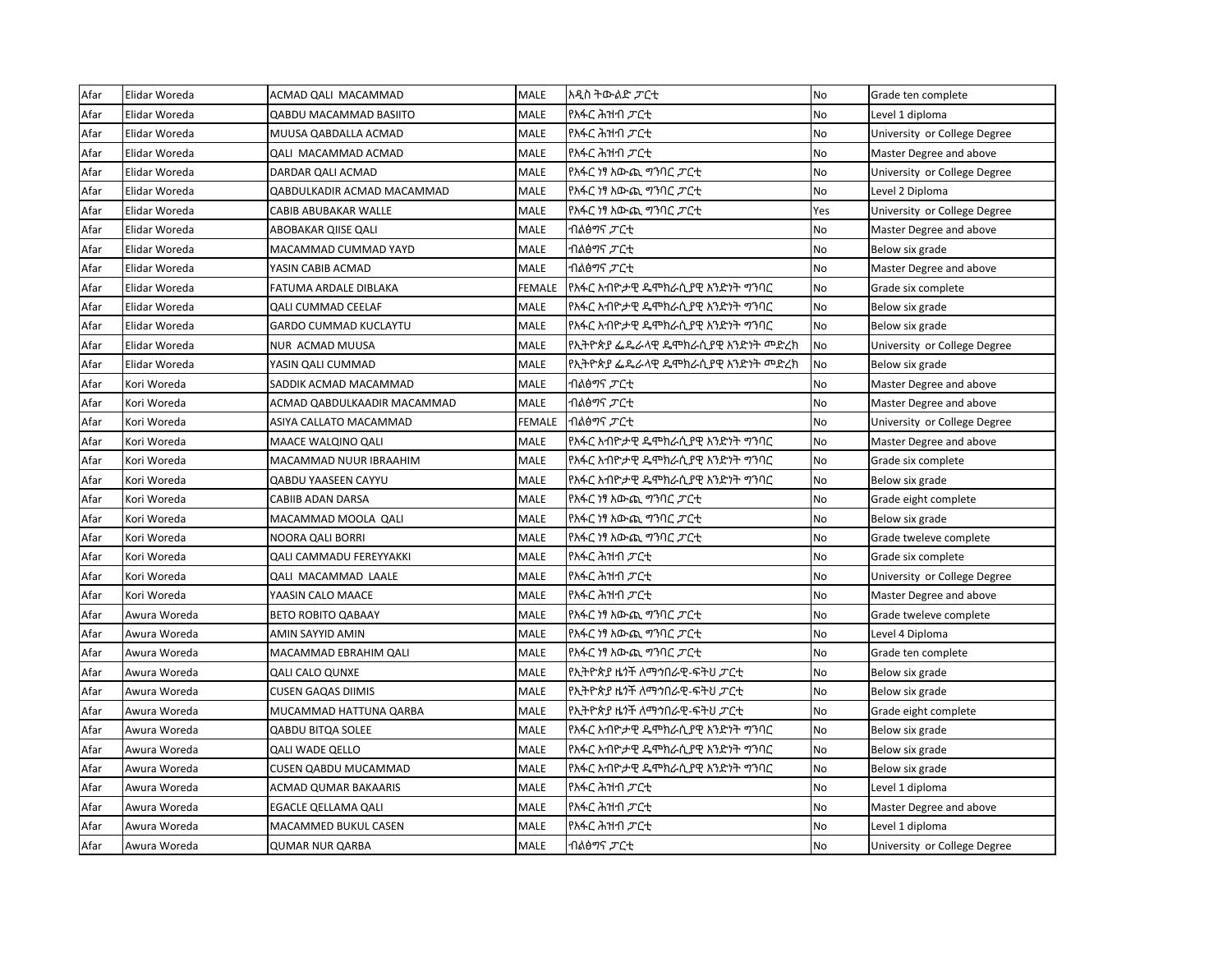| Afar | Elidar Woreda | ACMAD QALI MACAMMAD | MALE | አዲስ ትውልድ ፓርቲ | No | Grade ten complete |
|---|---|---|---|---|---|---|
| Afar | Elidar Woreda | QABDU MACAMMAD BASIITO | MALE | የአፋር ሕዝብ ፓርቲ | No | Level 1 diploma |
| Afar | Elidar Woreda | MUUSA QABDALLA ACMAD | MALE | የአፋር ሕዝብ ፓርቲ | No | University or College Degree |
| Afar | Elidar Woreda | QALI MACAMMAD ACMAD | MALE | የአፋር ሕዝብ ፓርቲ | No | Master Degree and above |
| Afar | Elidar Woreda | DARDAR QALI ACMAD | MALE | የአፋር ነፃ አውጪ ግንባር ፓርቲ | No | University or College Degree |
| Afar | Elidar Woreda | QABDULKADIR ACMAD MACAMMAD | MALE | የአፋር ነፃ አውጪ ግንባር ፓርቲ | No | Level 2 Diploma |
| Afar | Elidar Woreda | CABIB ABUBAKAR WALLE | MALE | የአፋር ነፃ አውጪ ግንባር ፓርቲ | Yes | University or College Degree |
| Afar | Elidar Woreda | ABOBAKAR QIISE QALI | MALE | ብልፅግና ፓርቲ | No | Master Degree and above |
| Afar | Elidar Woreda | MACAMMAD CUMMAD YAYD | MALE | ብልፅግና ፓርቲ | No | Below six grade |
| Afar | Elidar Woreda | YASIN CABIB ACMAD | MALE | ብልፅግና ፓርቲ | No | Master Degree and above |
| Afar | Elidar Woreda | FATUMA ARDALE DIBLAKA | FEMALE | የአፋር አብዮታዊ ዴሞክራሲያዊ አንድነት ግንባር | No | Grade six complete |
| Afar | Elidar Woreda | QALI CUMMAD CEELAF | MALE | የአፋር አብዮታዊ ዴሞክራሲያዊ አንድነት ግንባር | No | Below six grade |
| Afar | Elidar Woreda | GARDO CUMMAD KUCLAYTU | MALE | የአፋር አብዮታዊ ዴሞክራሲያዊ አንድነት ግንባር | No | Below six grade |
| Afar | Elidar Woreda | NUR ACMAD MUUSA | MALE | የኢትዮጵያ ፌዴራላዊ ዴሞክራሲያዊ አንድነት መድረክ | No | University or College Degree |
| Afar | Elidar Woreda | YASIN QALI CUMMAD | MALE | የኢትዮጵያ ፌዴራላዊ ዴሞክራሲያዊ አንድነት መድረክ | No | Below six grade |
| Afar | Kori Woreda | SADDIK ACMAD MACAMMAD | MALE | ብልፅግና ፓርቲ | No | Master Degree and above |
| Afar | Kori Woreda | ACMAD QABDULKAADIR MACAMMAD | MALE | ብልፅግና ፓርቲ | No | Master Degree and above |
| Afar | Kori Woreda | ASIYA CALLATO MACAMMAD | FEMALE | ብልፅግና ፓርቲ | No | University or College Degree |
| Afar | Kori Woreda | MAACE WALQINO QALI | MALE | የአፋር አብዮታዊ ዴሞክራሲያዊ አንድነት ግንባር | No | Master Degree and above |
| Afar | Kori Woreda | MACAMMAD MUUR IBRAAHIM | MALE | የአፋር አብዮታዊ ዴሞክራሲያዊ አንድነት ግንባር | No | Grade six complete |
| Afar | Kori Woreda | QABDU YAASEEN CAYYU | MALE | የአፋር አብዮታዊ ዴሞክራሲያዊ አንድነት ግንባር | No | Below six grade |
| Afar | Kori Woreda | CABIIB ADAN DARSA | MALE | የአፋር ነፃ አውጪ ግንባር ፓርቲ | No | Grade eight complete |
| Afar | Kori Woreda | MACAMMAD MOOLA QALI | MALE | የአፋር ነፃ አውጪ ግንባር ፓርቲ | No | Below six grade |
| Afar | Kori Woreda | NOORA QALI BORRI | MALE | የአፋር ነፃ አውጪ ግንባር ፓርቲ | No | Grade tweleve complete |
| Afar | Kori Woreda | QALI CAMMADU FEREYYAKKI | MALE | የአፋር ሕዝብ ፓርቲ | No | Grade six complete |
| Afar | Kori Woreda | QALI MACAMMAD LAALE | MALE | የአፋር ሕዝብ ፓርቲ | No | University or College Degree |
| Afar | Kori Woreda | YAASIN CALO MAACE | MALE | የአፋር ሕዝብ ፓርቲ | No | Master Degree and above |
| Afar | Awura Woreda | BETO ROBITO QABAAY | MALE | የአፋር ነፃ አውጪ ግንባር ፓርቲ | No | Grade tweleve complete |
| Afar | Awura Woreda | AMIN SAYYID AMIN | MALE | የአፋር ነፃ አውጪ ግንባር ፓርቲ | No | Level 4 Diploma |
| Afar | Awura Woreda | MACAMMAD EBRAHIM QALI | MALE | የአፋር ነፃ አውጪ ግንባር ፓርቲ | No | Grade ten complete |
| Afar | Awura Woreda | QALI CALO QUNXE | MALE | የኢትዮጵያ ዜጎች ለማኅበራዊ-ፍትህ ፓርቲ | No | Below six grade |
| Afar | Awura Woreda | CUSEN GAQAS DIIMIS | MALE | የኢትዮጵያ ዜጎች ለማኅበራዊ-ፍትህ ፓርቲ | No | Below six grade |
| Afar | Awura Woreda | MUCAMMAD HATTUNA QARBA | MALE | የኢትዮጵያ ዜጎች ለማኅበራዊ-ፍትህ ፓርቲ | No | Grade eight complete |
| Afar | Awura Woreda | QABDU BITQA SOLEE | MALE | የአፋር አብዮታዊ ዴሞክራሲያዊ አንድነት ግንባር | No | Below six grade |
| Afar | Awura Woreda | QALI WADE QELLO | MALE | የአፋር አብዮታዊ ዴሞክራሲያዊ አንድነት ግንባር | No | Below six grade |
| Afar | Awura Woreda | CUSEN QABDU MUCAMMAD | MALE | የአፋር አብዮታዊ ዴሞክራሲያዊ አንድነት ግንባር | No | Below six grade |
| Afar | Awura Woreda | ACMAD QUMAR BAKAARIS | MALE | የአፋር ሕዝብ ፓርቲ | No | Level 1 diploma |
| Afar | Awura Woreda | EGACLE QELLAMA QALI | MALE | የአፋር ሕዝብ ፓርቲ | No | Master Degree and above |
| Afar | Awura Woreda | MACAMMED BUKUL CASEN | MALE | የአፋር ሕዝብ ፓርቲ | No | Level 1 diploma |
| Afar | Awura Woreda | QUMAR NUR QARBA | MALE | ብልፅግና ፓርቲ | No | University or College Degree |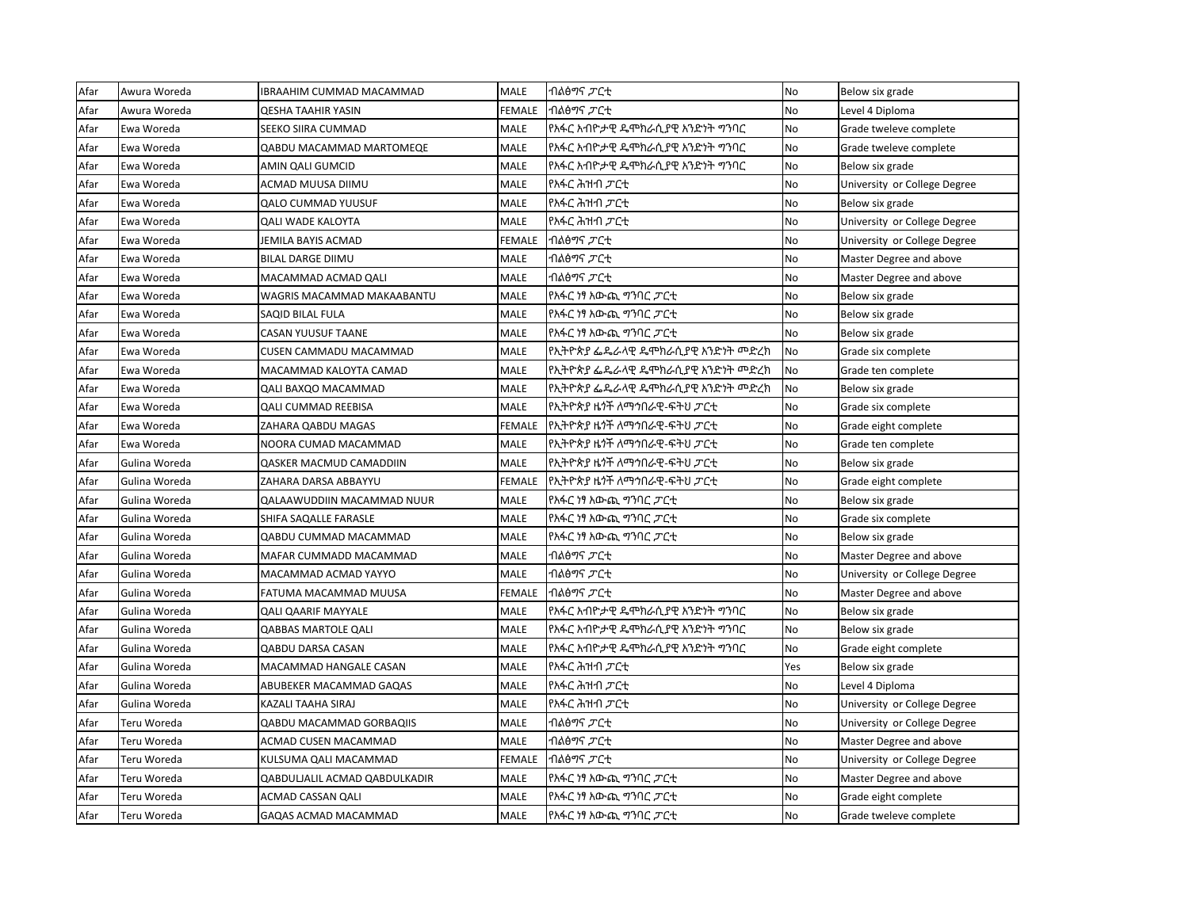| Afar | Awura Woreda | IBRAAHIM CUMMAD MACAMMAD | MALE | ብልፅግና ፓርቲ | No | Below six grade |
|---|---|---|---|---|---|---|
| Afar | Awura Woreda | QESHA TAAHIR YASIN | FEMALE | ብልፅግና ፓርቲ | No | Level 4 Diploma |
| Afar | Ewa Woreda | SEEKO SIIRA CUMMAD | MALE | የአፋር አብዮታዊ ዴሞክራሲያዊ አንድነት ግንባር | No | Grade tweleve complete |
| Afar | Ewa Woreda | QABDU MACAMMAD MARTOMEQE | MALE | የአፋር አብዮታዊ ዴሞክራሲያዊ አንድነት ግንባር | No | Grade tweleve complete |
| Afar | Ewa Woreda | AMIN QALI GUMCID | MALE | የአፋር አብዮታዊ ዴሞክራሲያዊ አንድነት ግንባር | No | Below six grade |
| Afar | Ewa Woreda | ACMAD MUUSA DIIMU | MALE | የአፋር ሕዝብ ፓርቲ | No | University or College Degree |
| Afar | Ewa Woreda | QALO CUMMAD YUUSUF | MALE | የአፋር ሕዝብ ፓርቲ | No | Below six grade |
| Afar | Ewa Woreda | QALI WADE KALOYTA | MALE | የአፋር ሕዝብ ፓርቲ | No | University or College Degree |
| Afar | Ewa Woreda | JEMILA BAYIS ACMAD | FEMALE | ብልፅግና ፓርቲ | No | University or College Degree |
| Afar | Ewa Woreda | BILAL DARGE DIIMU | MALE | ብልፅግና ፓርቲ | No | Master Degree and above |
| Afar | Ewa Woreda | MACAMMAD ACMAD QALI | MALE | ብልፅግና ፓርቲ | No | Master Degree and above |
| Afar | Ewa Woreda | WAGRIS MACAMMAD MAKAABANTU | MALE | የአፋር ነፃ አውጪ ግንባር ፓርቲ | No | Below six grade |
| Afar | Ewa Woreda | SAQID BILAL FULA | MALE | የአፋር ነፃ አውጪ ግንባር ፓርቲ | No | Below six grade |
| Afar | Ewa Woreda | CASAN YUUSUF TAANE | MALE | የአፋር ነፃ አውጪ ግንባር ፓርቲ | No | Below six grade |
| Afar | Ewa Woreda | CUSEN CAMMADU MACAMMAD | MALE | የኢትዮጵያ ፌዴራላዊ ዴሞክራሲያዊ አንድነት መድረክ | No | Grade six complete |
| Afar | Ewa Woreda | MACAMMAD KALOYTA CAMAD | MALE | የኢትዮጵያ ፌዴራላዊ ዴሞክራሲያዊ አንድነት መድረክ | No | Grade ten complete |
| Afar | Ewa Woreda | QALI BAXQO MACAMMAD | MALE | የኢትዮጵያ ፌዴራላዊ ዴሞክራሲያዊ አንድነት መድረክ | No | Below six grade |
| Afar | Ewa Woreda | QALI CUMMAD REEBISA | MALE | የኢትዮጵያ ዜጎች ለማኅበራዊ-ፍትህ ፓርቲ | No | Grade six complete |
| Afar | Ewa Woreda | ZAHARA QABDU MAGAS | FEMALE | የኢትዮጵያ ዜጎች ለማኅበራዊ-ፍትህ ፓርቲ | No | Grade eight complete |
| Afar | Ewa Woreda | NOORA CUMAD MACAMMAD | MALE | የኢትዮጵያ ዜጎች ለማኅበራዊ-ፍትህ ፓርቲ | No | Grade ten complete |
| Afar | Gulina Woreda | QASKER MACMUD CAMADDIIN | MALE | የኢትዮጵያ ዜጎች ለማኅበራዊ-ፍትህ ፓርቲ | No | Below six grade |
| Afar | Gulina Woreda | ZAHARA DARSA ABBAYYU | FEMALE | የኢትዮጵያ ዜጎች ለማኅበራዊ-ፍትህ ፓርቲ | No | Grade eight complete |
| Afar | Gulina Woreda | QALAAWUDDIIN MACAMMAD NUUR | MALE | የአፋር ነፃ አውጪ ግንባር ፓርቲ | No | Below six grade |
| Afar | Gulina Woreda | SHIFA SAQALLE FARASLE | MALE | የአፋር ነፃ አውጪ ግንባር ፓርቲ | No | Grade six complete |
| Afar | Gulina Woreda | QABDU CUMMAD MACAMMAD | MALE | የአፋር ነፃ አውጪ ግንባር ፓርቲ | No | Below six grade |
| Afar | Gulina Woreda | MAFAR CUMMADD MACAMMAD | MALE | ብልፅግና ፓርቲ | No | Master Degree and above |
| Afar | Gulina Woreda | MACAMMAD ACMAD YAYYO | MALE | ብልፅግና ፓርቲ | No | University or College Degree |
| Afar | Gulina Woreda | FATUMA MACAMMAD MUUSA | FEMALE | ብልፅግና ፓርቲ | No | Master Degree and above |
| Afar | Gulina Woreda | QALI QAARIF MAYYALE | MALE | የአፋር አብዮታዊ ዴሞክራሲያዊ አንድነት ግንባር | No | Below six grade |
| Afar | Gulina Woreda | QABBAS MARTOLE QALI | MALE | የአፋር አብዮታዊ ዴሞክራሲያዊ አንድነት ግንባር | No | Below six grade |
| Afar | Gulina Woreda | QABDU DARSA CASAN | MALE | የአፋር አብዮታዊ ዴሞክራሲያዊ አንድነት ግንባር | No | Grade eight complete |
| Afar | Gulina Woreda | MACAMMAD HANGALE CASAN | MALE | የአፋር ሕዝብ ፓርቲ | Yes | Below six grade |
| Afar | Gulina Woreda | ABUBEKER MACAMMAD GAQAS | MALE | የአፋር ሕዝብ ፓርቲ | No | Level 4 Diploma |
| Afar | Gulina Woreda | KAZALI TAAHA SIRAJ | MALE | የአፋር ሕዝብ ፓርቲ | No | University or College Degree |
| Afar | Teru Woreda | QABDU MACAMMAD GORBAQIIS | MALE | ብልፅግና ፓርቲ | No | University or College Degree |
| Afar | Teru Woreda | ACMAD CUSEN MACAMMAD | MALE | ብልፅግና ፓርቲ | No | Master Degree and above |
| Afar | Teru Woreda | KULSUMA QALI MACAMMAD | FEMALE | ብልፅግና ፓርቲ | No | University or College Degree |
| Afar | Teru Woreda | QABDULJALIL ACMAD QABDULKADIR | MALE | የአፋር ነፃ አውጪ ግንባር ፓርቲ | No | Master Degree and above |
| Afar | Teru Woreda | ACMAD CASSAN QALI | MALE | የአፋር ነፃ አውጪ ግንባር ፓርቲ | No | Grade eight complete |
| Afar | Teru Woreda | GAQAS ACMAD MACAMMAD | MALE | የአፋር ነፃ አውጪ ግንባር ፓርቲ | No | Grade tweleve complete |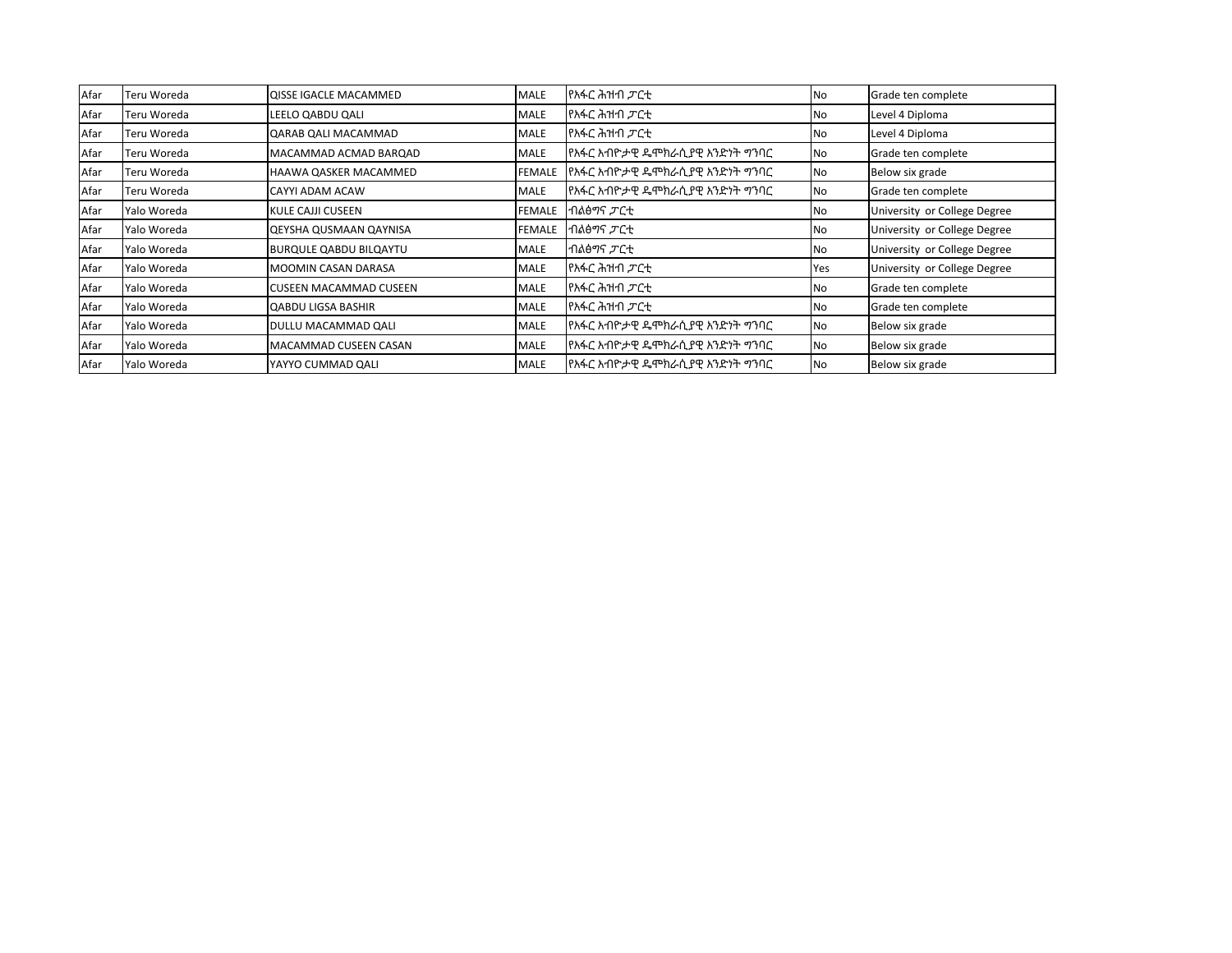| | | | | | | |
|---|---|---|---|---|---|---|
| Afar | Teru Woreda | QISSE IGACLE MACAMMED | MALE | የአፋር ሕዝብ ፓርቲ | No | Grade ten complete |
| Afar | Teru Woreda | LEELO QABDU QALI | MALE | የአፋር ሕዝብ ፓርቲ | No | Level 4 Diploma |
| Afar | Teru Woreda | QARAB QALI MACAMMAD | MALE | የአፋር ሕዝብ ፓርቲ | No | Level 4 Diploma |
| Afar | Teru Woreda | MACAMMAD ACMAD BARQAD | MALE | የአፋር አብዮታዊ ዴሞክራሲያዊ አንድነት ግንባር | No | Grade ten complete |
| Afar | Teru Woreda | HAAWA QASKER MACAMMED | FEMALE | የአፋር አብዮታዊ ዴሞክራሲያዊ አንድነት ግንባር | No | Below six grade |
| Afar | Teru Woreda | CAYYI ADAM ACAW | MALE | የአፋር አብዮታዊ ዴሞክራሲያዊ አንድነት ግንባር | No | Grade ten complete |
| Afar | Yalo Woreda | KULE CAJJI CUSEEN | FEMALE | ብልፅግና ፓርቲ | No | University or College Degree |
| Afar | Yalo Woreda | QEYSHA QUSMAAN QAYNISA | FEMALE | ብልፅግና ፓርቲ | No | University or College Degree |
| Afar | Yalo Woreda | BURQULE QABDU BILQAYTU | MALE | ብልፅግና ፓርቲ | No | University or College Degree |
| Afar | Yalo Woreda | MOOMIN CASAN DARASA | MALE | የአፋር ሕዝብ ፓርቲ | Yes | University or College Degree |
| Afar | Yalo Woreda | CUSEEN MACAMMAD CUSEEN | MALE | የአፋር ሕዝብ ፓርቲ | No | Grade ten complete |
| Afar | Yalo Woreda | QABDU LIGSA BASHIR | MALE | የአፋር ሕዝብ ፓርቲ | No | Grade ten complete |
| Afar | Yalo Woreda | DULLU MACAMMAD QALI | MALE | የአፋር አብዮታዊ ዴሞክራሲያዊ አንድነት ግንባር | No | Below six grade |
| Afar | Yalo Woreda | MACAMMAD CUSEEN CASAN | MALE | የአፋር አብዮታዊ ዴሞክራሲያዊ አንድነት ግንባር | No | Below six grade |
| Afar | Yalo Woreda | YAYYO CUMMAD QALI | MALE | የአፋር አብዮታዊ ዴሞክራሲያዊ አንድነት ግንባር | No | Below six grade |